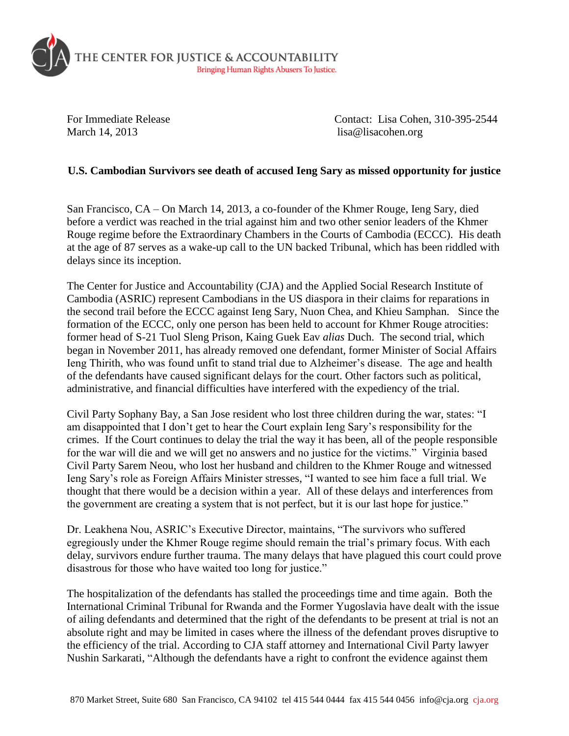THE CENTER FOR JUSTICE & ACCOUNTABILITY
Bringing Human Rights Abusers To Justice.

For Immediate Release
March 14, 2013

Contact: Lisa Cohen, 310-395-2544
lisa@lisacohen.org

**U.S. Cambodian Survivors see death of accused Ieng Sary as missed opportunity for justice**

San Francisco, CA – On March 14, 2013, a co-founder of the Khmer Rouge, Ieng Sary, died before a verdict was reached in the trial against him and two other senior leaders of the Khmer Rouge regime before the Extraordinary Chambers in the Courts of Cambodia (ECCC). His death at the age of 87 serves as a wake-up call to the UN backed Tribunal, which has been riddled with delays since its inception.

The Center for Justice and Accountability (CJA) and the Applied Social Research Institute of Cambodia (ASRIC) represent Cambodians in the US diaspora in their claims for reparations in the second trail before the ECCC against Ieng Sary, Nuon Chea, and Khieu Samphan. Since the formation of the ECCC, only one person has been held to account for Khmer Rouge atrocities: former head of S-21 Tuol Sleng Prison, Kaing Guek Eav *alias* Duch. The second trial, which began in November 2011, has already removed one defendant, former Minister of Social Affairs Ieng Thirith, who was found unfit to stand trial due to Alzheimer's disease. The age and health of the defendants have caused significant delays for the court. Other factors such as political, administrative, and financial difficulties have interfered with the expediency of the trial.

Civil Party Sophany Bay, a San Jose resident who lost three children during the war, states: "I am disappointed that I don't get to hear the Court explain Ieng Sary's responsibility for the crimes. If the Court continues to delay the trial the way it has been, all of the people responsible for the war will die and we will get no answers and no justice for the victims." Virginia based Civil Party Sarem Neou, who lost her husband and children to the Khmer Rouge and witnessed Ieng Sary's role as Foreign Affairs Minister stresses, "I wanted to see him face a full trial. We thought that there would be a decision within a year. All of these delays and interferences from the government are creating a system that is not perfect, but it is our last hope for justice."

Dr. Leakhena Nou, ASRIC's Executive Director, maintains, "The survivors who suffered egregiously under the Khmer Rouge regime should remain the trial's primary focus. With each delay, survivors endure further trauma. The many delays that have plagued this court could prove disastrous for those who have waited too long for justice."

The hospitalization of the defendants has stalled the proceedings time and time again. Both the International Criminal Tribunal for Rwanda and the Former Yugoslavia have dealt with the issue of ailing defendants and determined that the right of the defendants to be present at trial is not an absolute right and may be limited in cases where the illness of the defendant proves disruptive to the efficiency of the trial. According to CJA staff attorney and International Civil Party lawyer Nushin Sarkarati, "Although the defendants have a right to confront the evidence against them

870 Market Street, Suite 680 San Francisco, CA 94102 tel 415 544 0444 fax 415 544 0456 info@cja.org cja.org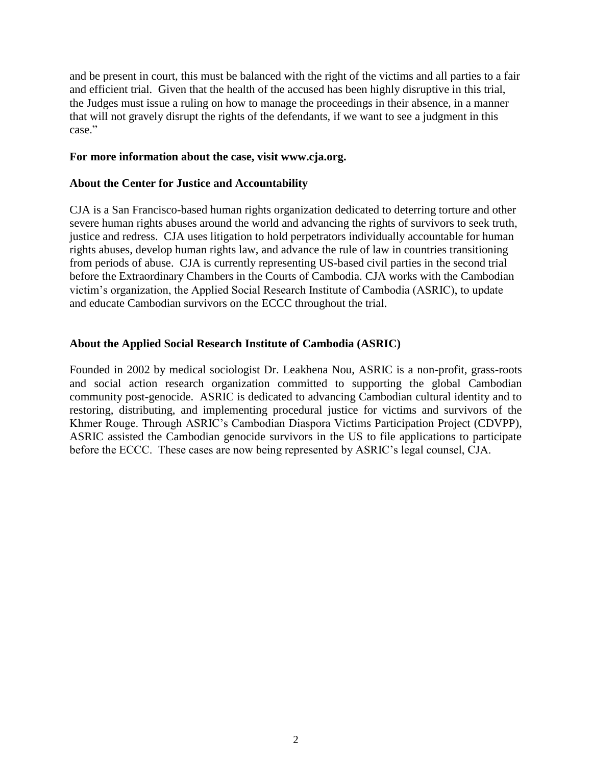and be present in court, this must be balanced with the right of the victims and all parties to a fair and efficient trial. Given that the health of the accused has been highly disruptive in this trial, the Judges must issue a ruling on how to manage the proceedings in their absence, in a manner that will not gravely disrupt the rights of the defendants, if we want to see a judgment in this case."

**For more information about the case, visit www.cja.org.**

**About the Center for Justice and Accountability**

CJA is a San Francisco-based human rights organization dedicated to deterring torture and other severe human rights abuses around the world and advancing the rights of survivors to seek truth, justice and redress. CJA uses litigation to hold perpetrators individually accountable for human rights abuses, develop human rights law, and advance the rule of law in countries transitioning from periods of abuse. CJA is currently representing US-based civil parties in the second trial before the Extraordinary Chambers in the Courts of Cambodia. CJA works with the Cambodian victim's organization, the Applied Social Research Institute of Cambodia (ASRIC), to update and educate Cambodian survivors on the ECCC throughout the trial.

**About the Applied Social Research Institute of Cambodia (ASRIC)**

Founded in 2002 by medical sociologist Dr. Leakhena Nou, ASRIC is a non-profit, grass-roots and social action research organization committed to supporting the global Cambodian community post-genocide. ASRIC is dedicated to advancing Cambodian cultural identity and to restoring, distributing, and implementing procedural justice for victims and survivors of the Khmer Rouge. Through ASRIC's Cambodian Diaspora Victims Participation Project (CDVPP), ASRIC assisted the Cambodian genocide survivors in the US to file applications to participate before the ECCC. These cases are now being represented by ASRIC's legal counsel, CJA.